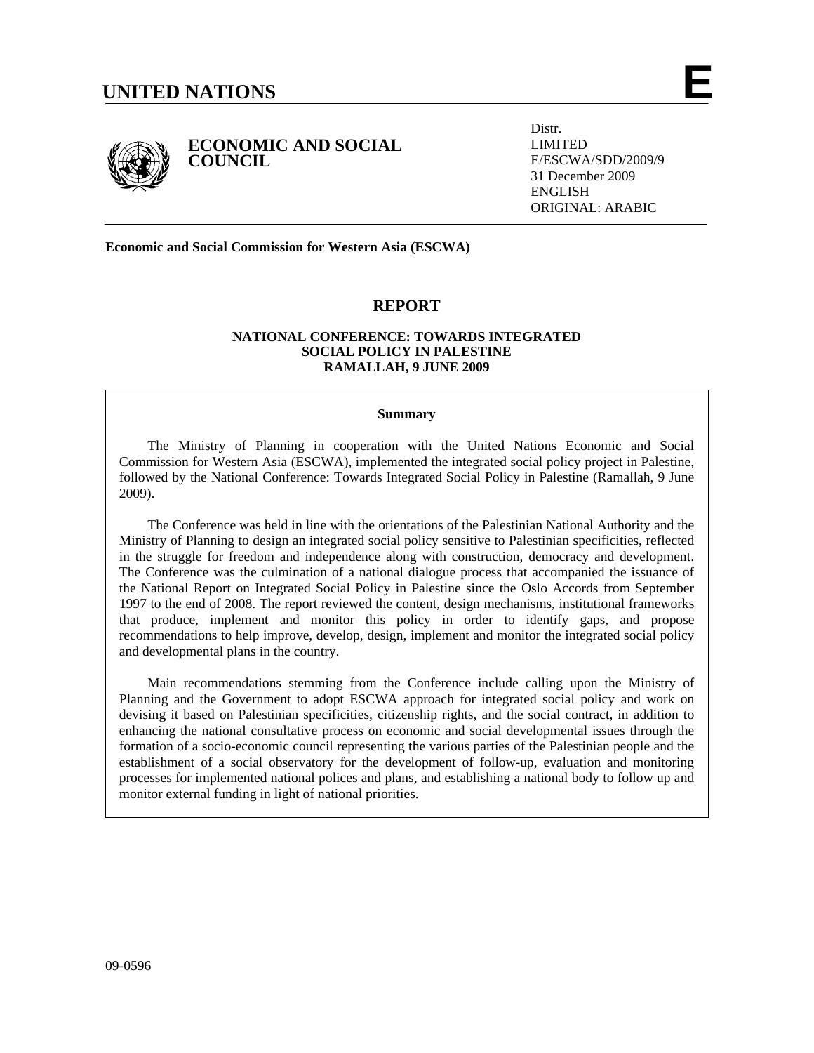# UNITED NATIONS

**E**

## ECONOMIC AND SOCIAL COUNCIL

Distr.
LIMITED
E/ESCWA/SDD/2009/9
31 December 2009
ENGLISH
ORIGINAL: ARABIC

**Economic and Social Commission for Western Asia (ESCWA)**

# REPORT

## NATIONAL CONFERENCE: TOWARDS INTEGRATED SOCIAL POLICY IN PALESTINE
## RAMALLAH, 9 JUNE 2009

**Summary**

The Ministry of Planning in cooperation with the United Nations Economic and Social Commission for Western Asia (ESCWA), implemented the integrated social policy project in Palestine, followed by the National Conference: Towards Integrated Social Policy in Palestine (Ramallah, 9 June 2009).

The Conference was held in line with the orientations of the Palestinian National Authority and the Ministry of Planning to design an integrated social policy sensitive to Palestinian specificities, reflected in the struggle for freedom and independence along with construction, democracy and development. The Conference was the culmination of a national dialogue process that accompanied the issuance of the National Report on Integrated Social Policy in Palestine since the Oslo Accords from September 1997 to the end of 2008. The report reviewed the content, design mechanisms, institutional frameworks that produce, implement and monitor this policy in order to identify gaps, and propose recommendations to help improve, develop, design, implement and monitor the integrated social policy and developmental plans in the country.

Main recommendations stemming from the Conference include calling upon the Ministry of Planning and the Government to adopt ESCWA approach for integrated social policy and work on devising it based on Palestinian specificities, citizenship rights, and the social contract, in addition to enhancing the national consultative process on economic and social developmental issues through the formation of a socio-economic council representing the various parties of the Palestinian people and the establishment of a social observatory for the development of follow-up, evaluation and monitoring processes for implemented national polices and plans, and establishing a national body to follow up and monitor external funding in light of national priorities.

09-0596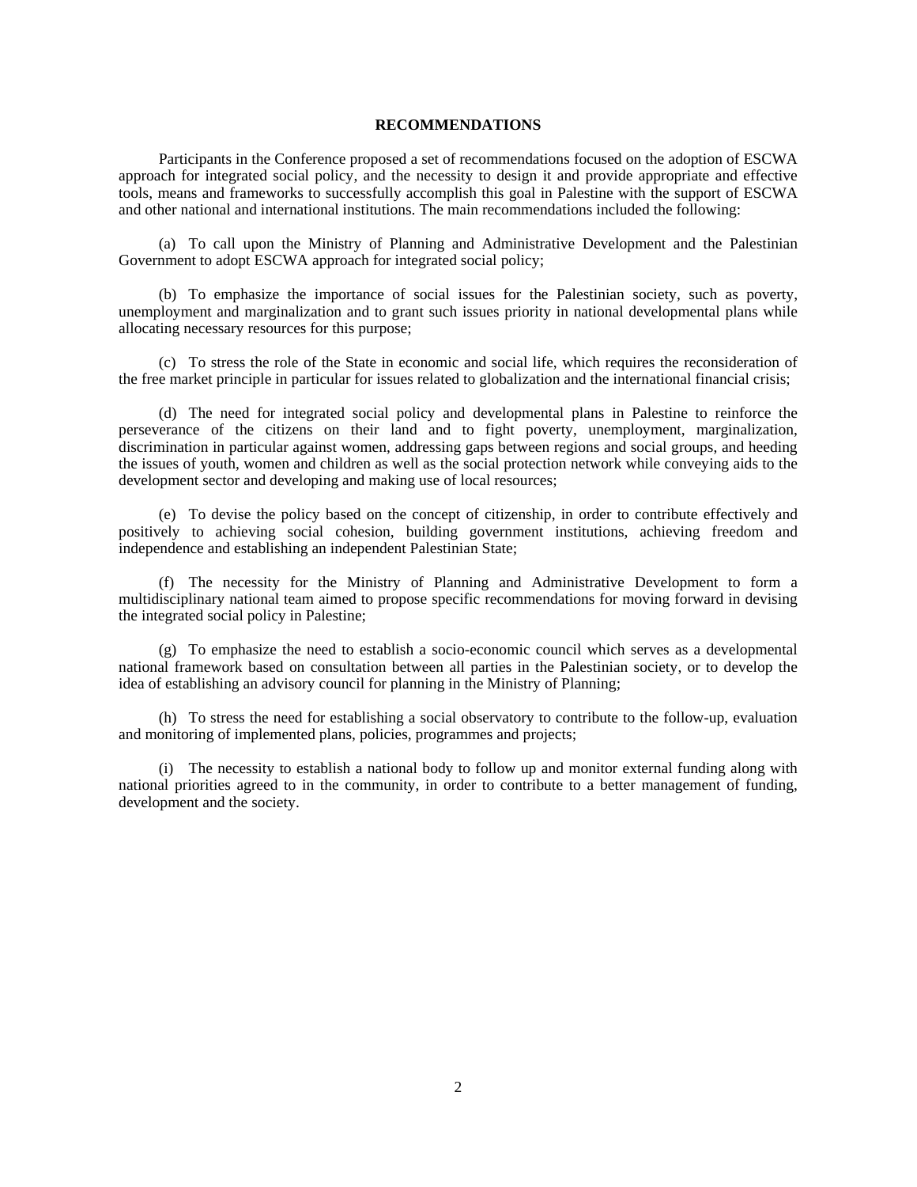## RECOMMENDATIONS

Participants in the Conference proposed a set of recommendations focused on the adoption of ESCWA approach for integrated social policy, and the necessity to design it and provide appropriate and effective tools, means and frameworks to successfully accomplish this goal in Palestine with the support of ESCWA and other national and international institutions. The main recommendations included the following:

(a) To call upon the Ministry of Planning and Administrative Development and the Palestinian Government to adopt ESCWA approach for integrated social policy;

(b) To emphasize the importance of social issues for the Palestinian society, such as poverty, unemployment and marginalization and to grant such issues priority in national developmental plans while allocating necessary resources for this purpose;

(c) To stress the role of the State in economic and social life, which requires the reconsideration of the free market principle in particular for issues related to globalization and the international financial crisis;

(d) The need for integrated social policy and developmental plans in Palestine to reinforce the perseverance of the citizens on their land and to fight poverty, unemployment, marginalization, discrimination in particular against women, addressing gaps between regions and social groups, and heeding the issues of youth, women and children as well as the social protection network while conveying aids to the development sector and developing and making use of local resources;

(e) To devise the policy based on the concept of citizenship, in order to contribute effectively and positively to achieving social cohesion, building government institutions, achieving freedom and independence and establishing an independent Palestinian State;

(f) The necessity for the Ministry of Planning and Administrative Development to form a multidisciplinary national team aimed to propose specific recommendations for moving forward in devising the integrated social policy in Palestine;

(g) To emphasize the need to establish a socio-economic council which serves as a developmental national framework based on consultation between all parties in the Palestinian society, or to develop the idea of establishing an advisory council for planning in the Ministry of Planning;

(h) To stress the need for establishing a social observatory to contribute to the follow-up, evaluation and monitoring of implemented plans, policies, programmes and projects;

(i) The necessity to establish a national body to follow up and monitor external funding along with national priorities agreed to in the community, in order to contribute to a better management of funding, development and the society.